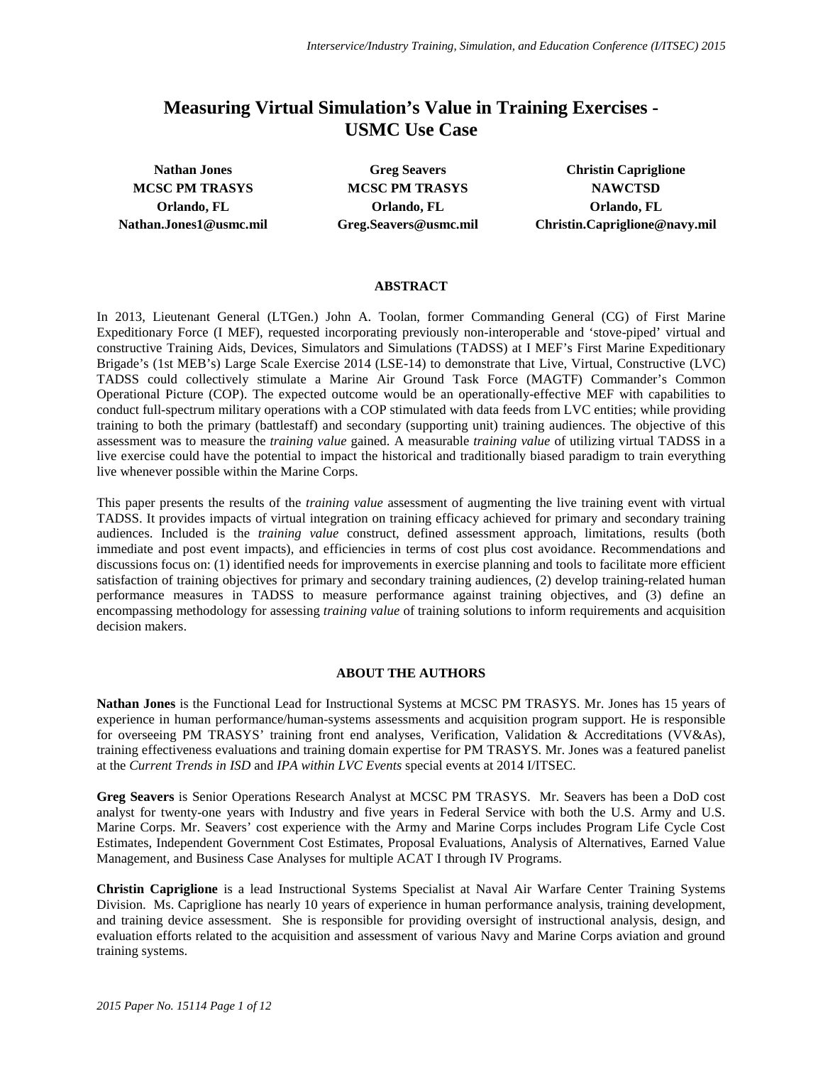# Measuring Virtual Simulation's Value in Training Exercises - USMC Use Case

**Nathan Jones**
**MCSC PM TRASYS**
**Orlando, FL**
**Nathan.Jones1@usmc.mil**

**Greg Seavers**
**MCSC PM TRASYS**
**Orlando, FL**
**Greg.Seavers@usmc.mil**

**Christin Capriglione**
**NAWCTSD**
**Orlando, FL**
**Christin.Capriglione@navy.mil**

## ABSTRACT

In 2013, Lieutenant General (LTGen.) John A. Toolan, former Commanding General (CG) of First Marine Expeditionary Force (I MEF), requested incorporating previously non-interoperable and 'stove-piped' virtual and constructive Training Aids, Devices, Simulators and Simulations (TADSS) at I MEF's First Marine Expeditionary Brigade's (1st MEB's) Large Scale Exercise 2014 (LSE-14) to demonstrate that Live, Virtual, Constructive (LVC) TADSS could collectively stimulate a Marine Air Ground Task Force (MAGTF) Commander's Common Operational Picture (COP). The expected outcome would be an operationally-effective MEF with capabilities to conduct full-spectrum military operations with a COP stimulated with data feeds from LVC entities; while providing training to both the primary (battlestaff) and secondary (supporting unit) training audiences. The objective of this assessment was to measure the *training value* gained. A measurable *training value* of utilizing virtual TADSS in a live exercise could have the potential to impact the historical and traditionally biased paradigm to train everything live whenever possible within the Marine Corps.

This paper presents the results of the *training value* assessment of augmenting the live training event with virtual TADSS. It provides impacts of virtual integration on training efficacy achieved for primary and secondary training audiences. Included is the *training value* construct, defined assessment approach, limitations, results (both immediate and post event impacts), and efficiencies in terms of cost plus cost avoidance. Recommendations and discussions focus on: (1) identified needs for improvements in exercise planning and tools to facilitate more efficient satisfaction of training objectives for primary and secondary training audiences, (2) develop training-related human performance measures in TADSS to measure performance against training objectives, and (3) define an encompassing methodology for assessing *training value* of training solutions to inform requirements and acquisition decision makers.

## ABOUT THE AUTHORS

**Nathan Jones** is the Functional Lead for Instructional Systems at MCSC PM TRASYS. Mr. Jones has 15 years of experience in human performance/human-systems assessments and acquisition program support. He is responsible for overseeing PM TRASYS' training front end analyses, Verification, Validation & Accreditations (VV&As), training effectiveness evaluations and training domain expertise for PM TRASYS. Mr. Jones was a featured panelist at the *Current Trends in ISD* and *IPA within LVC Events* special events at 2014 I/ITSEC.

**Greg Seavers** is Senior Operations Research Analyst at MCSC PM TRASYS. Mr. Seavers has been a DoD cost analyst for twenty-one years with Industry and five years in Federal Service with both the U.S. Army and U.S. Marine Corps. Mr. Seavers' cost experience with the Army and Marine Corps includes Program Life Cycle Cost Estimates, Independent Government Cost Estimates, Proposal Evaluations, Analysis of Alternatives, Earned Value Management, and Business Case Analyses for multiple ACAT I through IV Programs.

**Christin Capriglione** is a lead Instructional Systems Specialist at Naval Air Warfare Center Training Systems Division. Ms. Capriglione has nearly 10 years of experience in human performance analysis, training development, and training device assessment. She is responsible for providing oversight of instructional analysis, design, and evaluation efforts related to the acquisition and assessment of various Navy and Marine Corps aviation and ground training systems.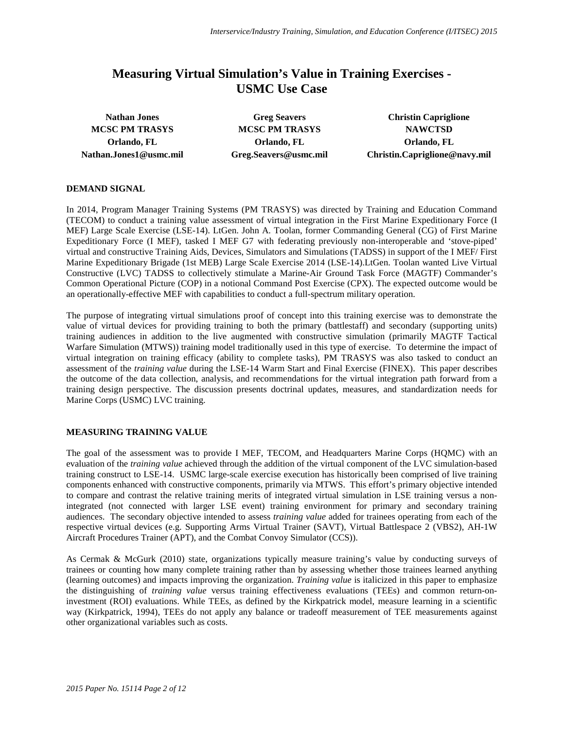# Measuring Virtual Simulation's Value in Training Exercises - USMC Use Case

**Nathan Jones**
**MCSC PM TRASYS**
**Orlando, FL**
**Nathan.Jones1@usmc.mil**

**Greg Seavers**
**MCSC PM TRASYS**
**Orlando, FL**
**Greg.Seavers@usmc.mil**

**Christin Capriglione**
**NAWCTSD**
**Orlando, FL**
**Christin.Capriglione@navy.mil**

## DEMAND SIGNAL

In 2014, Program Manager Training Systems (PM TRASYS) was directed by Training and Education Command (TECOM) to conduct a training value assessment of virtual integration in the First Marine Expeditionary Force (I MEF) Large Scale Exercise (LSE-14). LtGen. John A. Toolan, former Commanding General (CG) of First Marine Expeditionary Force (I MEF), tasked I MEF G7 with federating previously non-interoperable and 'stove-piped' virtual and constructive Training Aids, Devices, Simulators and Simulations (TADSS) in support of the I MEF/ First Marine Expeditionary Brigade (1st MEB) Large Scale Exercise 2014 (LSE-14).LtGen. Toolan wanted Live Virtual Constructive (LVC) TADSS to collectively stimulate a Marine-Air Ground Task Force (MAGTF) Commander's Common Operational Picture (COP) in a notional Command Post Exercise (CPX). The expected outcome would be an operationally-effective MEF with capabilities to conduct a full-spectrum military operation.

The purpose of integrating virtual simulations proof of concept into this training exercise was to demonstrate the value of virtual devices for providing training to both the primary (battlestaff) and secondary (supporting units) training audiences in addition to the live augmented with constructive simulation (primarily MAGTF Tactical Warfare Simulation (MTWS)) training model traditionally used in this type of exercise. To determine the impact of virtual integration on training efficacy (ability to complete tasks), PM TRASYS was also tasked to conduct an assessment of the *training value* during the LSE-14 Warm Start and Final Exercise (FINEX). This paper describes the outcome of the data collection, analysis, and recommendations for the virtual integration path forward from a training design perspective. The discussion presents doctrinal updates, measures, and standardization needs for Marine Corps (USMC) LVC training.

## MEASURING TRAINING VALUE

The goal of the assessment was to provide I MEF, TECOM, and Headquarters Marine Corps (HQMC) with an evaluation of the *training value* achieved through the addition of the virtual component of the LVC simulation-based training construct to LSE-14. USMC large-scale exercise execution has historically been comprised of live training components enhanced with constructive components, primarily via MTWS. This effort's primary objective intended to compare and contrast the relative training merits of integrated virtual simulation in LSE training versus a non-integrated (not connected with larger LSE event) training environment for primary and secondary training audiences. The secondary objective intended to assess *training value* added for trainees operating from each of the respective virtual devices (e.g. Supporting Arms Virtual Trainer (SAVT), Virtual Battlespace 2 (VBS2), AH-1W Aircraft Procedures Trainer (APT), and the Combat Convoy Simulator (CCS)).

As Cermak & McGurk (2010) state, organizations typically measure training's value by conducting surveys of trainees or counting how many complete training rather than by assessing whether those trainees learned anything (learning outcomes) and impacts improving the organization. *Training value* is italicized in this paper to emphasize the distinguishing of *training value* versus training effectiveness evaluations (TEEs) and common return-on-investment (ROI) evaluations. While TEEs, as defined by the Kirkpatrick model, measure learning in a scientific way (Kirkpatrick, 1994), TEEs do not apply any balance or tradeoff measurement of TEE measurements against other organizational variables such as costs.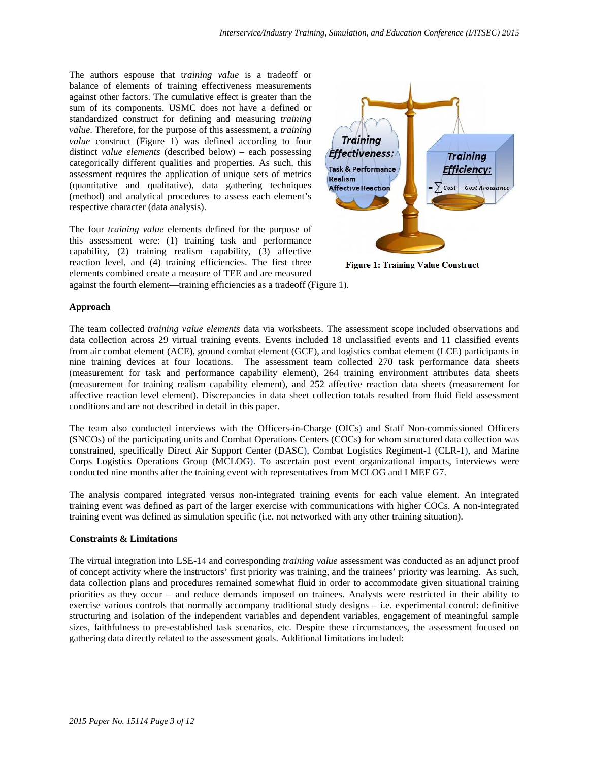The authors espouse that *training value* is a tradeoff or balance of elements of training effectiveness measurements against other factors. The cumulative effect is greater than the sum of its components. USMC does not have a defined or standardized construct for defining and measuring *training value*. Therefore, for the purpose of this assessment, a *training value* construct (Figure 1) was defined according to four distinct *value elements* (described below) – each possessing categorically different qualities and properties. As such, this assessment requires the application of unique sets of metrics (quantitative and qualitative), data gathering techniques (method) and analytical procedures to assess each element's respective character (data analysis).

The four *training value* elements defined for the purpose of this assessment were: (1) training task and performance capability, (2) training realism capability, (3) affective reaction level, and (4) training efficiencies. The first three elements combined create a measure of TEE and are measured against the fourth element—training efficiencies as a tradeoff (Figure 1).

**Figure 1: Training Value Construct**

**Approach**

The team collected *training value elements* data via worksheets. The assessment scope included observations and data collection across 29 virtual training events. Events included 18 unclassified events and 11 classified events from air combat element (ACE), ground combat element (GCE), and logistics combat element (LCE) participants in nine training devices at four locations. The assessment team collected 270 task performance data sheets (measurement for task and performance capability element), 264 training environment attributes data sheets (measurement for training realism capability element), and 252 affective reaction data sheets (measurement for affective reaction level element). Discrepancies in data sheet collection totals resulted from fluid field assessment conditions and are not described in detail in this paper.

The team also conducted interviews with the Officers-in-Charge (OICs) and Staff Non-commissioned Officers (SNCOs) of the participating units and Combat Operations Centers (COCs) for whom structured data collection was constrained, specifically Direct Air Support Center (DASC), Combat Logistics Regiment-1 (CLR-1), and Marine Corps Logistics Operations Group (MCLOG). To ascertain post event organizational impacts, interviews were conducted nine months after the training event with representatives from MCLOG and I MEF G7.

The analysis compared integrated versus non-integrated training events for each value element. An integrated training event was defined as part of the larger exercise with communications with higher COCs. A non-integrated training event was defined as simulation specific (i.e. not networked with any other training situation).

**Constraints & Limitations**

The virtual integration into LSE-14 and corresponding *training value* assessment was conducted as an adjunct proof of concept activity where the instructors' first priority was training, and the trainees' priority was learning. As such, data collection plans and procedures remained somewhat fluid in order to accommodate given situational training priorities as they occur – and reduce demands imposed on trainees. Analysts were restricted in their ability to exercise various controls that normally accompany traditional study designs – i.e. experimental control: definitive structuring and isolation of the independent variables and dependent variables, engagement of meaningful sample sizes, faithfulness to pre-established task scenarios, etc. Despite these circumstances, the assessment focused on gathering data directly related to the assessment goals. Additional limitations included: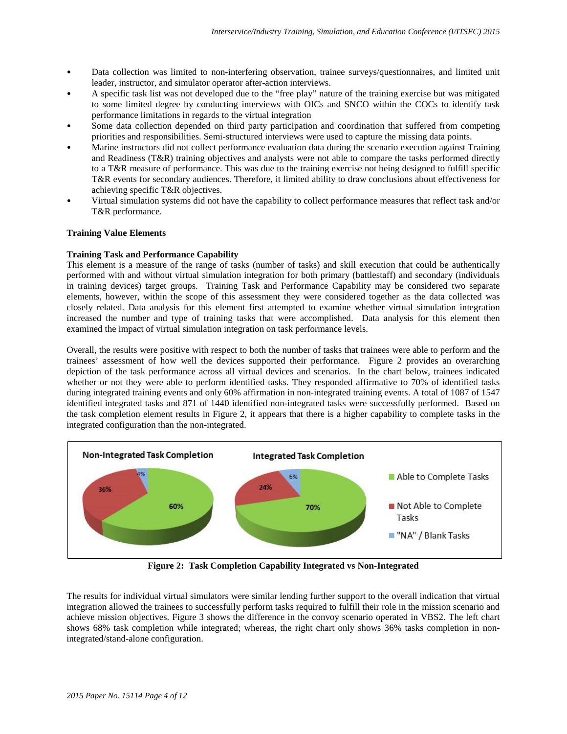- Data collection was limited to non-interfering observation, trainee surveys/questionnaires, and limited unit leader, instructor, and simulator operator after-action interviews.
- A specific task list was not developed due to the "free play" nature of the training exercise but was mitigated to some limited degree by conducting interviews with OICs and SNCO within the COCs to identify task performance limitations in regards to the virtual integration
- Some data collection depended on third party participation and coordination that suffered from competing priorities and responsibilities. Semi-structured interviews were used to capture the missing data points.
- Marine instructors did not collect performance evaluation data during the scenario execution against Training and Readiness (T&R) training objectives and analysts were not able to compare the tasks performed directly to a T&R measure of performance. This was due to the training exercise not being designed to fulfill specific T&R events for secondary audiences. Therefore, it limited ability to draw conclusions about effectiveness for achieving specific T&R objectives.
- Virtual simulation systems did not have the capability to collect performance measures that reflect task and/or T&R performance.

**Training Value Elements**

**Training Task and Performance Capability**

This element is a measure of the range of tasks (number of tasks) and skill execution that could be authentically performed with and without virtual simulation integration for both primary (battlestaff) and secondary (individuals in training devices) target groups. Training Task and Performance Capability may be considered two separate elements, however, within the scope of this assessment they were considered together as the data collected was closely related. Data analysis for this element first attempted to examine whether virtual simulation integration increased the number and type of training tasks that were accomplished. Data analysis for this element then examined the impact of virtual simulation integration on task performance levels.

Overall, the results were positive with respect to both the number of tasks that trainees were able to perform and the trainees' assessment of how well the devices supported their performance. Figure 2 provides an overarching depiction of the task performance across all virtual devices and scenarios. In the chart below, trainees indicated whether or not they were able to perform identified tasks. They responded affirmative to 70% of identified tasks during integrated training events and only 60% affirmation in non-integrated training events. A total of 1087 of 1547 identified integrated tasks and 871 of 1440 identified non-integrated tasks were successfully performed. Based on the task completion element results in Figure 2, it appears that there is a higher capability to complete tasks in the integrated configuration than the non-integrated.

| | Non-Integrated Task Completion | Integrated Task Completion |
|---|---|---|
| Able to Complete Tasks | 60% | 70% |
| Not Able to Complete Tasks | 36% | 24% |
| "NA" / Blank Tasks | 4% | 6% |

**Figure 2: Task Completion Capability Integrated vs Non-Integrated**

The results for individual virtual simulators were similar lending further support to the overall indication that virtual integration allowed the trainees to successfully perform tasks required to fulfill their role in the mission scenario and achieve mission objectives. Figure 3 shows the difference in the convoy scenario operated in VBS2. The left chart shows 68% task completion while integrated; whereas, the right chart only shows 36% tasks completion in non-integrated/stand-alone configuration.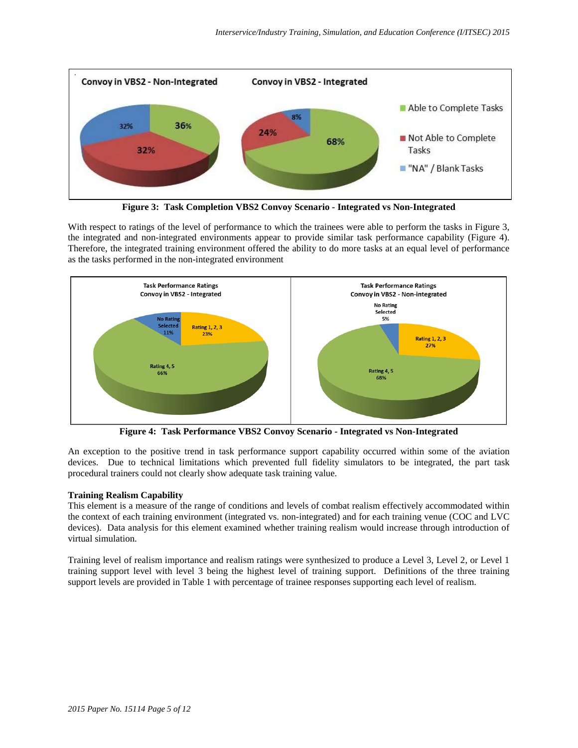**Figure 3: Task Completion VBS2 Convoy Scenario - Integrated vs Non-Integrated**

With respect to ratings of the level of performance to which the trainees were able to perform the tasks in Figure 3, the integrated and non-integrated environments appear to provide similar task performance capability (Figure 4). Therefore, the integrated training environment offered the ability to do more tasks at an equal level of performance as the tasks performed in the non-integrated environment

**Figure 4: Task Performance VBS2 Convoy Scenario - Integrated vs Non-Integrated**

An exception to the positive trend in task performance support capability occurred within some of the aviation devices. Due to technical limitations which prevented full fidelity simulators to be integrated, the part task procedural trainers could not clearly show adequate task training value.

**Training Realism Capability**

This element is a measure of the range of conditions and levels of combat realism effectively accommodated within the context of each training environment (integrated vs. non-integrated) and for each training venue (COC and LVC devices). Data analysis for this element examined whether training realism would increase through introduction of virtual simulation.

Training level of realism importance and realism ratings were synthesized to produce a Level 3, Level 2, or Level 1 training support level with level 3 being the highest level of training support. Definitions of the three training support levels are provided in Table 1 with percentage of trainee responses supporting each level of realism.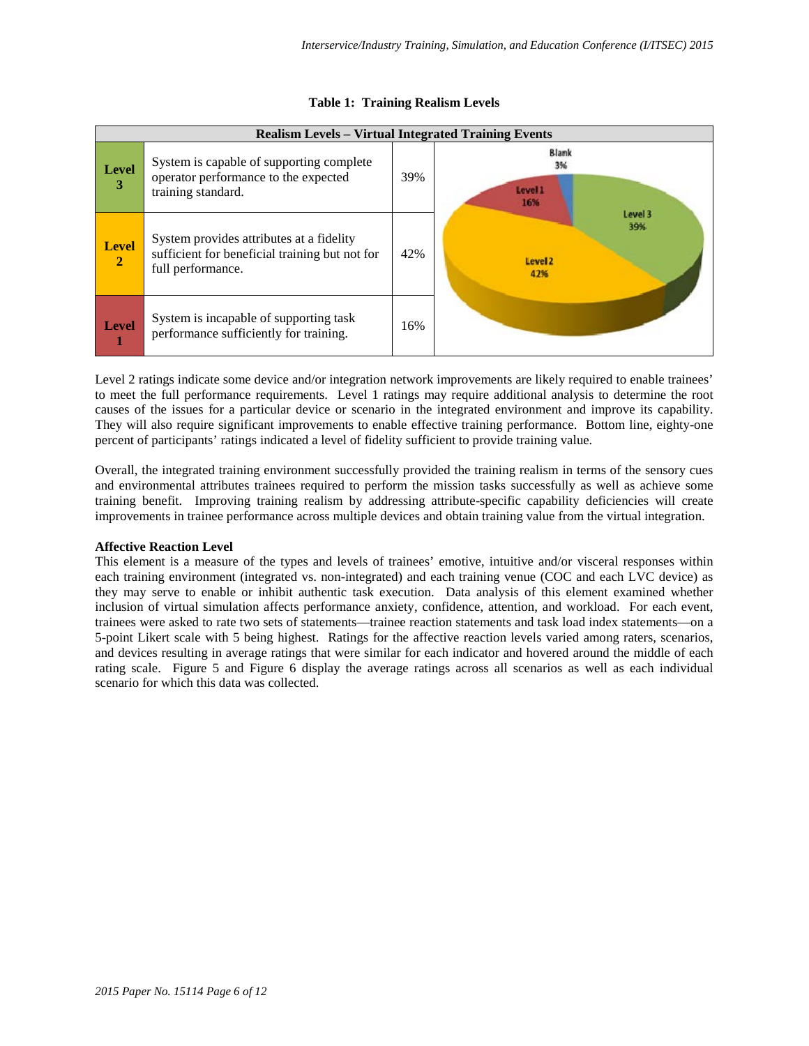**Table 1: Training Realism Levels**

| Realism Levels – Virtual Integrated Training Events | | | |
|---|---|---|---|
| **Level 3** | System is capable of supporting complete operator performance to the expected training standard. | 39% | Blank 3%; Level 1 16%; Level 3 39%; Level 2 42% |
| **Level 2** | System provides attributes at a fidelity sufficient for beneficial training but not for full performance. | 42% | |
| **Level 1** | System is incapable of supporting task performance sufficiently for training. | 16% | |

Level 2 ratings indicate some device and/or integration network improvements are likely required to enable trainees' to meet the full performance requirements. Level 1 ratings may require additional analysis to determine the root causes of the issues for a particular device or scenario in the integrated environment and improve its capability. They will also require significant improvements to enable effective training performance. Bottom line, eighty-one percent of participants' ratings indicated a level of fidelity sufficient to provide training value.

Overall, the integrated training environment successfully provided the training realism in terms of the sensory cues and environmental attributes trainees required to perform the mission tasks successfully as well as achieve some training benefit. Improving training realism by addressing attribute-specific capability deficiencies will create improvements in trainee performance across multiple devices and obtain training value from the virtual integration.

**Affective Reaction Level**

This element is a measure of the types and levels of trainees' emotive, intuitive and/or visceral responses within each training environment (integrated vs. non-integrated) and each training venue (COC and each LVC device) as they may serve to enable or inhibit authentic task execution. Data analysis of this element examined whether inclusion of virtual simulation affects performance anxiety, confidence, attention, and workload. For each event, trainees were asked to rate two sets of statements—trainee reaction statements and task load index statements—on a 5-point Likert scale with 5 being highest. Ratings for the affective reaction levels varied among raters, scenarios, and devices resulting in average ratings that were similar for each indicator and hovered around the middle of each rating scale. Figure 5 and Figure 6 display the average ratings across all scenarios as well as each individual scenario for which this data was collected.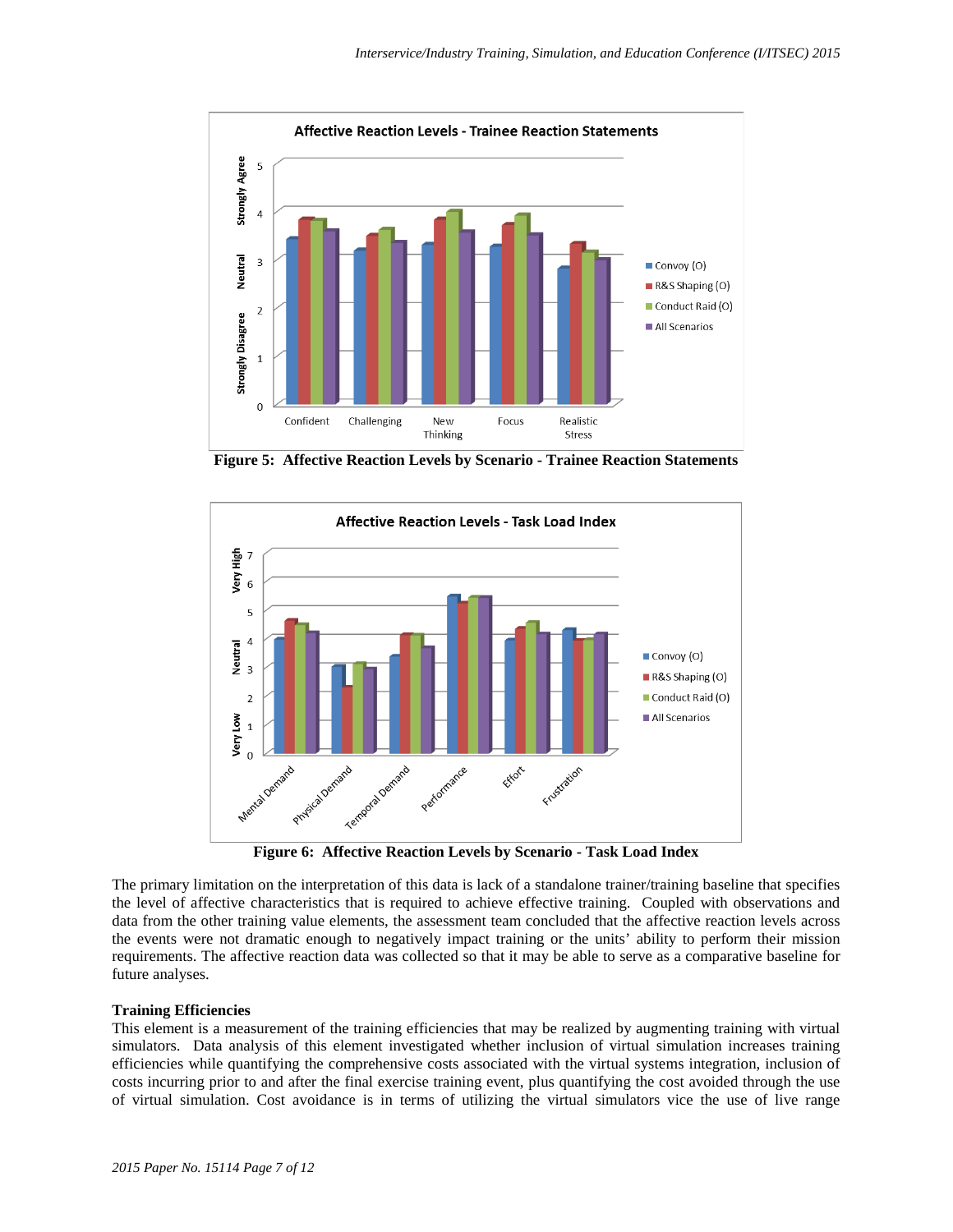**Figure 5: Affective Reaction Levels by Scenario - Trainee Reaction Statements**

**Figure 6: Affective Reaction Levels by Scenario - Task Load Index**

The primary limitation on the interpretation of this data is lack of a standalone trainer/training baseline that specifies the level of affective characteristics that is required to achieve effective training. Coupled with observations and data from the other training value elements, the assessment team concluded that the affective reaction levels across the events were not dramatic enough to negatively impact training or the units' ability to perform their mission requirements. The affective reaction data was collected so that it may be able to serve as a comparative baseline for future analyses.

**Training Efficiencies**

This element is a measurement of the training efficiencies that may be realized by augmenting training with virtual simulators. Data analysis of this element investigated whether inclusion of virtual simulation increases training efficiencies while quantifying the comprehensive costs associated with the virtual systems integration, inclusion of costs incurring prior to and after the final exercise training event, plus quantifying the cost avoided through the use of virtual simulation. Cost avoidance is in terms of utilizing the virtual simulators vice the use of live range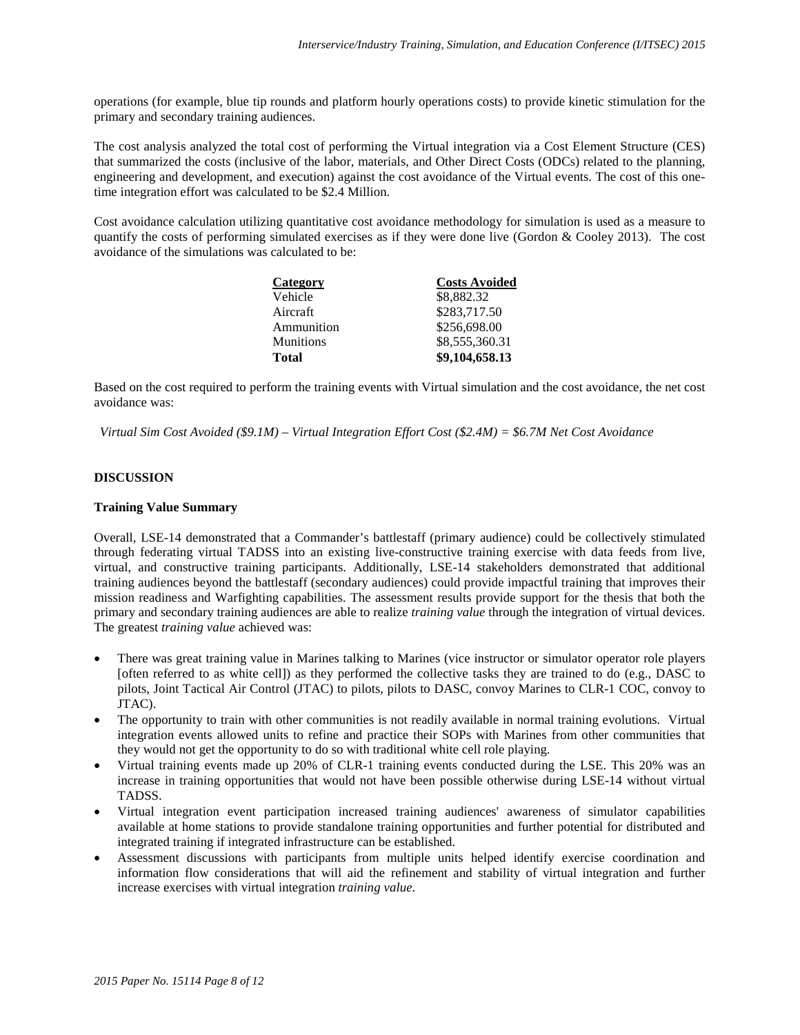operations (for example, blue tip rounds and platform hourly operations costs) to provide kinetic stimulation for the primary and secondary training audiences.

The cost analysis analyzed the total cost of performing the Virtual integration via a Cost Element Structure (CES) that summarized the costs (inclusive of the labor, materials, and Other Direct Costs (ODCs) related to the planning, engineering and development, and execution) against the cost avoidance of the Virtual events. The cost of this one-time integration effort was calculated to be $2.4 Million.

Cost avoidance calculation utilizing quantitative cost avoidance methodology for simulation is used as a measure to quantify the costs of performing simulated exercises as if they were done live (Gordon & Cooley 2013). The cost avoidance of the simulations was calculated to be:

| Category | Costs Avoided |
|---|---|
| Vehicle | $8,882.32 |
| Aircraft | $283,717.50 |
| Ammunition | $256,698.00 |
| Munitions | $8,555,360.31 |
| **Total** | **$9,104,658.13** |

Based on the cost required to perform the training events with Virtual simulation and the cost avoidance, the net cost avoidance was:

*Virtual Sim Cost Avoided ($9.1M) – Virtual Integration Effort Cost ($2.4M) = $6.7M Net Cost Avoidance*

## DISCUSSION

### Training Value Summary

Overall, LSE-14 demonstrated that a Commander's battlestaff (primary audience) could be collectively stimulated through federating virtual TADSS into an existing live-constructive training exercise with data feeds from live, virtual, and constructive training participants. Additionally, LSE-14 stakeholders demonstrated that additional training audiences beyond the battlestaff (secondary audiences) could provide impactful training that improves their mission readiness and Warfighting capabilities. The assessment results provide support for the thesis that both the primary and secondary training audiences are able to realize *training value* through the integration of virtual devices. The greatest *training value* achieved was:

- There was great training value in Marines talking to Marines (vice instructor or simulator operator role players [often referred to as white cell]) as they performed the collective tasks they are trained to do (e.g., DASC to pilots, Joint Tactical Air Control (JTAC) to pilots, pilots to DASC, convoy Marines to CLR-1 COC, convoy to JTAC).
- The opportunity to train with other communities is not readily available in normal training evolutions. Virtual integration events allowed units to refine and practice their SOPs with Marines from other communities that they would not get the opportunity to do so with traditional white cell role playing.
- Virtual training events made up 20% of CLR-1 training events conducted during the LSE. This 20% was an increase in training opportunities that would not have been possible otherwise during LSE-14 without virtual TADSS.
- Virtual integration event participation increased training audiences' awareness of simulator capabilities available at home stations to provide standalone training opportunities and further potential for distributed and integrated training if integrated infrastructure can be established.
- Assessment discussions with participants from multiple units helped identify exercise coordination and information flow considerations that will aid the refinement and stability of virtual integration and further increase exercises with virtual integration *training value*.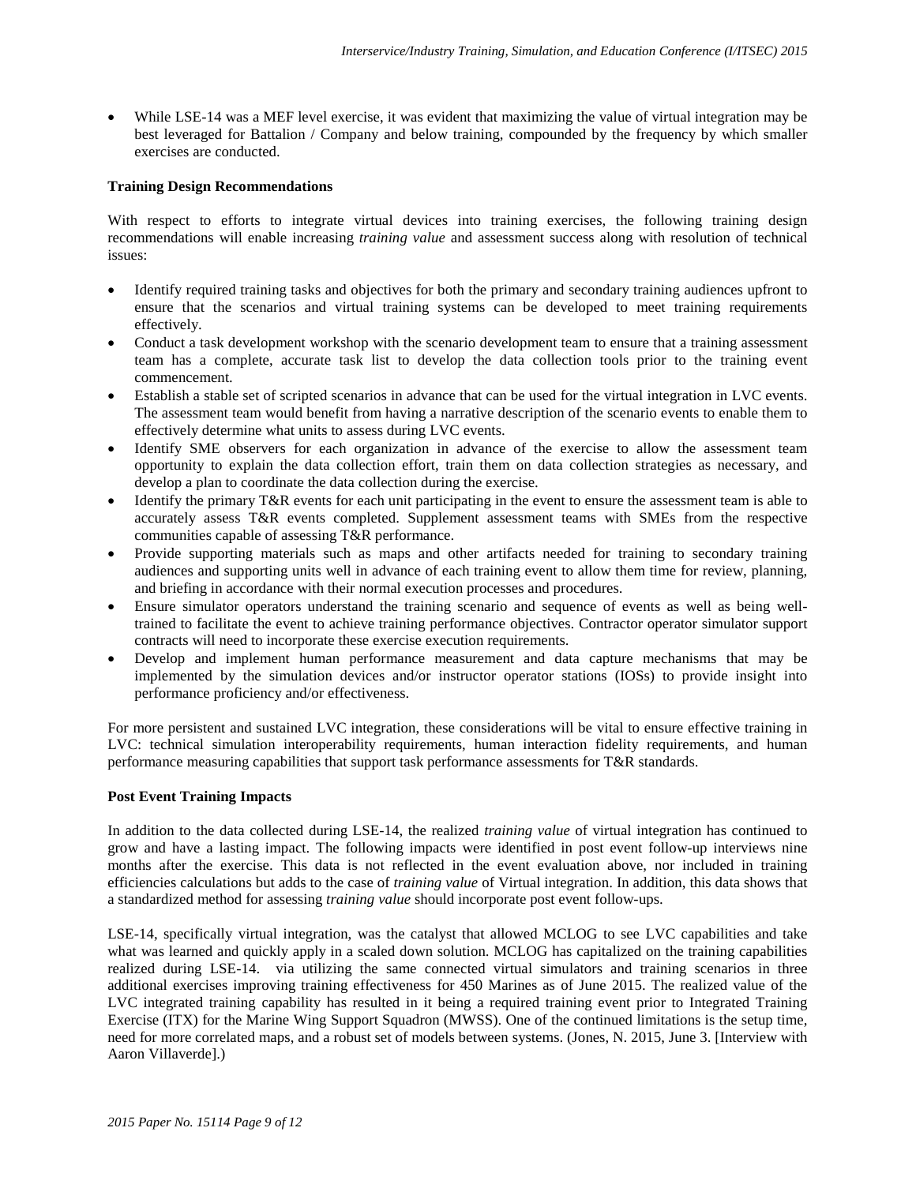- While LSE-14 was a MEF level exercise, it was evident that maximizing the value of virtual integration may be best leveraged for Battalion / Company and below training, compounded by the frequency by which smaller exercises are conducted.

**Training Design Recommendations**

With respect to efforts to integrate virtual devices into training exercises, the following training design recommendations will enable increasing *training value* and assessment success along with resolution of technical issues:

- Identify required training tasks and objectives for both the primary and secondary training audiences upfront to ensure that the scenarios and virtual training systems can be developed to meet training requirements effectively.
- Conduct a task development workshop with the scenario development team to ensure that a training assessment team has a complete, accurate task list to develop the data collection tools prior to the training event commencement.
- Establish a stable set of scripted scenarios in advance that can be used for the virtual integration in LVC events. The assessment team would benefit from having a narrative description of the scenario events to enable them to effectively determine what units to assess during LVC events.
- Identify SME observers for each organization in advance of the exercise to allow the assessment team opportunity to explain the data collection effort, train them on data collection strategies as necessary, and develop a plan to coordinate the data collection during the exercise.
- Identify the primary T&R events for each unit participating in the event to ensure the assessment team is able to accurately assess T&R events completed. Supplement assessment teams with SMEs from the respective communities capable of assessing T&R performance.
- Provide supporting materials such as maps and other artifacts needed for training to secondary training audiences and supporting units well in advance of each training event to allow them time for review, planning, and briefing in accordance with their normal execution processes and procedures.
- Ensure simulator operators understand the training scenario and sequence of events as well as being well-trained to facilitate the event to achieve training performance objectives. Contractor operator simulator support contracts will need to incorporate these exercise execution requirements.
- Develop and implement human performance measurement and data capture mechanisms that may be implemented by the simulation devices and/or instructor operator stations (IOSs) to provide insight into performance proficiency and/or effectiveness.

For more persistent and sustained LVC integration, these considerations will be vital to ensure effective training in LVC: technical simulation interoperability requirements, human interaction fidelity requirements, and human performance measuring capabilities that support task performance assessments for T&R standards.

**Post Event Training Impacts**

In addition to the data collected during LSE-14, the realized *training value* of virtual integration has continued to grow and have a lasting impact. The following impacts were identified in post event follow-up interviews nine months after the exercise. This data is not reflected in the event evaluation above, nor included in training efficiencies calculations but adds to the case of *training value* of Virtual integration. In addition, this data shows that a standardized method for assessing *training value* should incorporate post event follow-ups.

LSE-14, specifically virtual integration, was the catalyst that allowed MCLOG to see LVC capabilities and take what was learned and quickly apply in a scaled down solution. MCLOG has capitalized on the training capabilities realized during LSE-14. via utilizing the same connected virtual simulators and training scenarios in three additional exercises improving training effectiveness for 450 Marines as of June 2015. The realized value of the LVC integrated training capability has resulted in it being a required training event prior to Integrated Training Exercise (ITX) for the Marine Wing Support Squadron (MWSS). One of the continued limitations is the setup time, need for more correlated maps, and a robust set of models between systems. (Jones, N. 2015, June 3. [Interview with Aaron Villaverde].)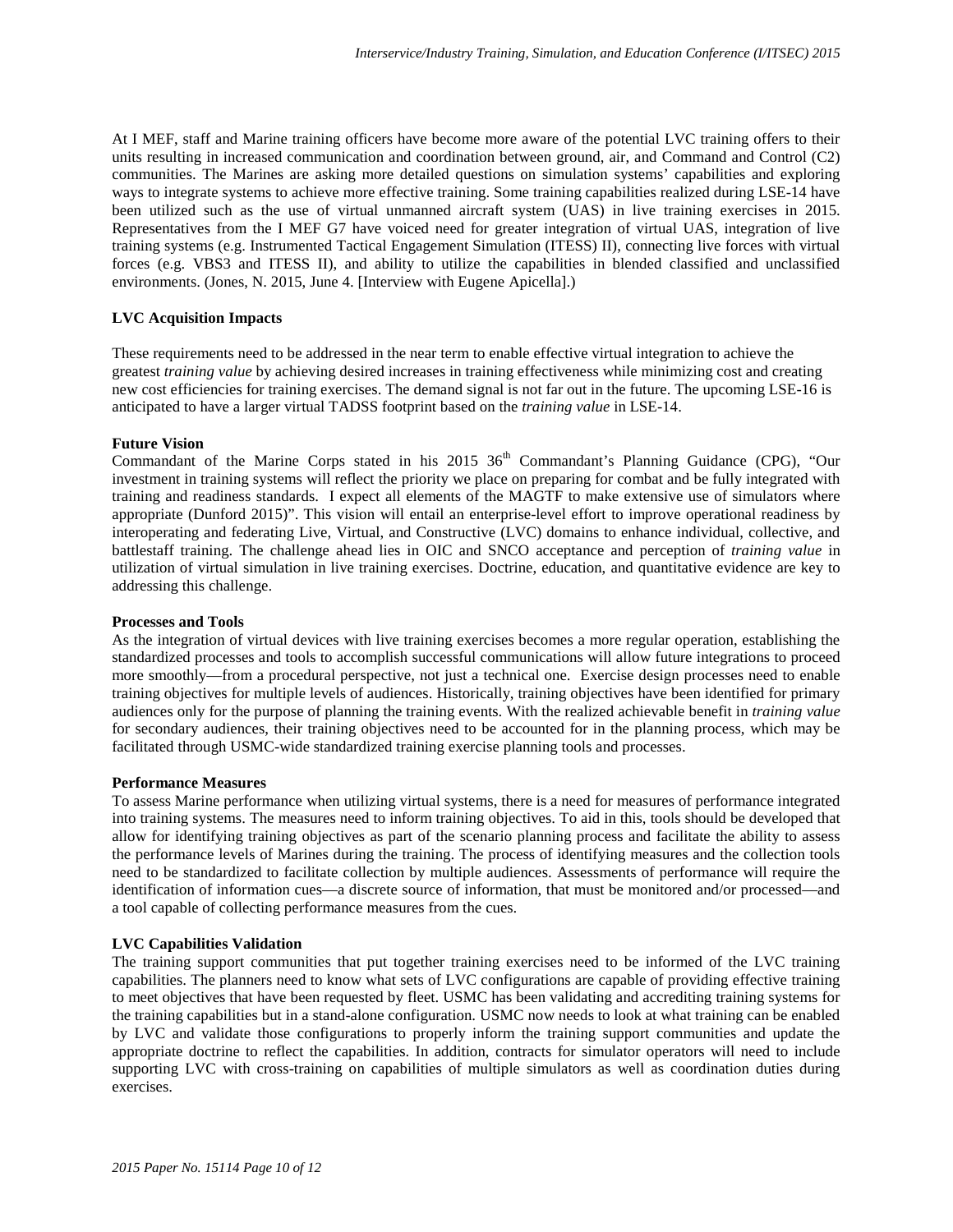At I MEF, staff and Marine training officers have become more aware of the potential LVC training offers to their units resulting in increased communication and coordination between ground, air, and Command and Control (C2) communities. The Marines are asking more detailed questions on simulation systems' capabilities and exploring ways to integrate systems to achieve more effective training. Some training capabilities realized during LSE-14 have been utilized such as the use of virtual unmanned aircraft system (UAS) in live training exercises in 2015. Representatives from the I MEF G7 have voiced need for greater integration of virtual UAS, integration of live training systems (e.g. Instrumented Tactical Engagement Simulation (ITESS) II), connecting live forces with virtual forces (e.g. VBS3 and ITESS II), and ability to utilize the capabilities in blended classified and unclassified environments. (Jones, N. 2015, June 4. [Interview with Eugene Apicella].)

## LVC Acquisition Impacts

These requirements need to be addressed in the near term to enable effective virtual integration to achieve the greatest *training value* by achieving desired increases in training effectiveness while minimizing cost and creating new cost efficiencies for training exercises. The demand signal is not far out in the future. The upcoming LSE-16 is anticipated to have a larger virtual TADSS footprint based on the *training value* in LSE-14.

### Future Vision

Commandant of the Marine Corps stated in his 2015 36th Commandant's Planning Guidance (CPG), "Our investment in training systems will reflect the priority we place on preparing for combat and be fully integrated with training and readiness standards. I expect all elements of the MAGTF to make extensive use of simulators where appropriate (Dunford 2015)". This vision will entail an enterprise-level effort to improve operational readiness by interoperating and federating Live, Virtual, and Constructive (LVC) domains to enhance individual, collective, and battlestaff training. The challenge ahead lies in OIC and SNCO acceptance and perception of *training value* in utilization of virtual simulation in live training exercises. Doctrine, education, and quantitative evidence are key to addressing this challenge.

### Processes and Tools

As the integration of virtual devices with live training exercises becomes a more regular operation, establishing the standardized processes and tools to accomplish successful communications will allow future integrations to proceed more smoothly—from a procedural perspective, not just a technical one. Exercise design processes need to enable training objectives for multiple levels of audiences. Historically, training objectives have been identified for primary audiences only for the purpose of planning the training events. With the realized achievable benefit in *training value* for secondary audiences, their training objectives need to be accounted for in the planning process, which may be facilitated through USMC-wide standardized training exercise planning tools and processes.

### Performance Measures

To assess Marine performance when utilizing virtual systems, there is a need for measures of performance integrated into training systems. The measures need to inform training objectives. To aid in this, tools should be developed that allow for identifying training objectives as part of the scenario planning process and facilitate the ability to assess the performance levels of Marines during the training. The process of identifying measures and the collection tools need to be standardized to facilitate collection by multiple audiences. Assessments of performance will require the identification of information cues—a discrete source of information, that must be monitored and/or processed—and a tool capable of collecting performance measures from the cues.

### LVC Capabilities Validation

The training support communities that put together training exercises need to be informed of the LVC training capabilities. The planners need to know what sets of LVC configurations are capable of providing effective training to meet objectives that have been requested by fleet. USMC has been validating and accrediting training systems for the training capabilities but in a stand-alone configuration. USMC now needs to look at what training can be enabled by LVC and validate those configurations to properly inform the training support communities and update the appropriate doctrine to reflect the capabilities. In addition, contracts for simulator operators will need to include supporting LVC with cross-training on capabilities of multiple simulators as well as coordination duties during exercises.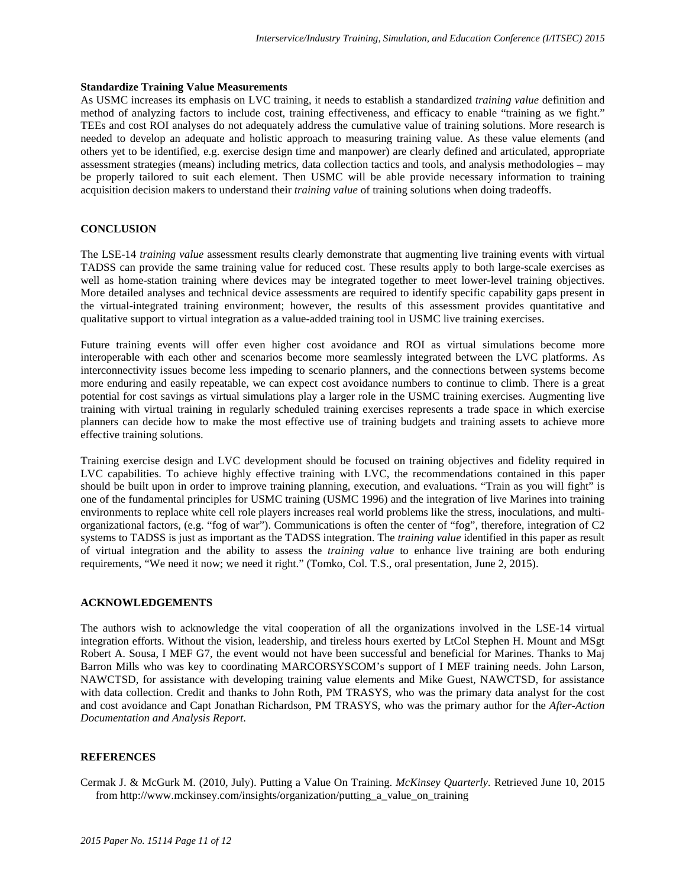### Standardize Training Value Measurements

As USMC increases its emphasis on LVC training, it needs to establish a standardized *training value* definition and method of analyzing factors to include cost, training effectiveness, and efficacy to enable "training as we fight." TEEs and cost ROI analyses do not adequately address the cumulative value of training solutions. More research is needed to develop an adequate and holistic approach to measuring training value. As these value elements (and others yet to be identified, e.g. exercise design time and manpower) are clearly defined and articulated, appropriate assessment strategies (means) including metrics, data collection tactics and tools, and analysis methodologies – may be properly tailored to suit each element. Then USMC will be able provide necessary information to training acquisition decision makers to understand their *training value* of training solutions when doing tradeoffs.

## CONCLUSION

The LSE-14 *training value* assessment results clearly demonstrate that augmenting live training events with virtual TADSS can provide the same training value for reduced cost. These results apply to both large-scale exercises as well as home-station training where devices may be integrated together to meet lower-level training objectives. More detailed analyses and technical device assessments are required to identify specific capability gaps present in the virtual-integrated training environment; however, the results of this assessment provides quantitative and qualitative support to virtual integration as a value-added training tool in USMC live training exercises.

Future training events will offer even higher cost avoidance and ROI as virtual simulations become more interoperable with each other and scenarios become more seamlessly integrated between the LVC platforms. As interconnectivity issues become less impeding to scenario planners, and the connections between systems become more enduring and easily repeatable, we can expect cost avoidance numbers to continue to climb. There is a great potential for cost savings as virtual simulations play a larger role in the USMC training exercises. Augmenting live training with virtual training in regularly scheduled training exercises represents a trade space in which exercise planners can decide how to make the most effective use of training budgets and training assets to achieve more effective training solutions.

Training exercise design and LVC development should be focused on training objectives and fidelity required in LVC capabilities. To achieve highly effective training with LVC, the recommendations contained in this paper should be built upon in order to improve training planning, execution, and evaluations. "Train as you will fight" is one of the fundamental principles for USMC training (USMC 1996) and the integration of live Marines into training environments to replace white cell role players increases real world problems like the stress, inoculations, and multi-organizational factors, (e.g. "fog of war"). Communications is often the center of "fog", therefore, integration of C2 systems to TADSS is just as important as the TADSS integration. The *training value* identified in this paper as result of virtual integration and the ability to assess the *training value* to enhance live training are both enduring requirements, "We need it now; we need it right." (Tomko, Col. T.S., oral presentation, June 2, 2015).

## ACKNOWLEDGEMENTS

The authors wish to acknowledge the vital cooperation of all the organizations involved in the LSE-14 virtual integration efforts. Without the vision, leadership, and tireless hours exerted by LtCol Stephen H. Mount and MSgt Robert A. Sousa, I MEF G7, the event would not have been successful and beneficial for Marines. Thanks to Maj Barron Mills who was key to coordinating MARCORSYSCOM's support of I MEF training needs. John Larson, NAWCTSD, for assistance with developing training value elements and Mike Guest, NAWCTSD, for assistance with data collection. Credit and thanks to John Roth, PM TRASYS, who was the primary data analyst for the cost and cost avoidance and Capt Jonathan Richardson, PM TRASYS, who was the primary author for the *After-Action Documentation and Analysis Report*.

## REFERENCES

Cermak J. & McGurk M. (2010, July). Putting a Value On Training. *McKinsey Quarterly*. Retrieved June 10, 2015 from http://www.mckinsey.com/insights/organization/putting_a_value_on_training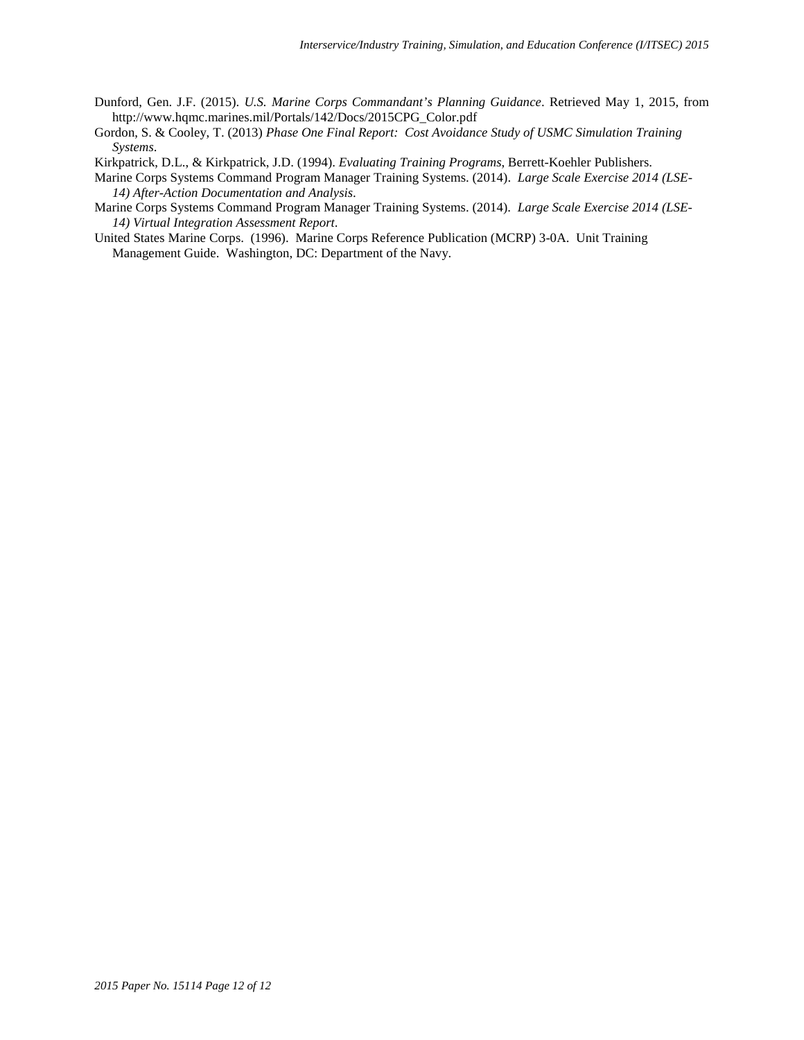Dunford, Gen. J.F. (2015). *U.S. Marine Corps Commandant's Planning Guidance*. Retrieved May 1, 2015, from http://www.hqmc.marines.mil/Portals/142/Docs/2015CPG_Color.pdf

Gordon, S. & Cooley, T. (2013) *Phase One Final Report: Cost Avoidance Study of USMC Simulation Training Systems*.

Kirkpatrick, D.L., & Kirkpatrick, J.D. (1994). *Evaluating Training Programs*, Berrett-Koehler Publishers.

Marine Corps Systems Command Program Manager Training Systems. (2014). *Large Scale Exercise 2014 (LSE-14) After-Action Documentation and Analysis*.

Marine Corps Systems Command Program Manager Training Systems. (2014). *Large Scale Exercise 2014 (LSE-14) Virtual Integration Assessment Report*.

United States Marine Corps. (1996). Marine Corps Reference Publication (MCRP) 3-0A. Unit Training Management Guide. Washington, DC: Department of the Navy.